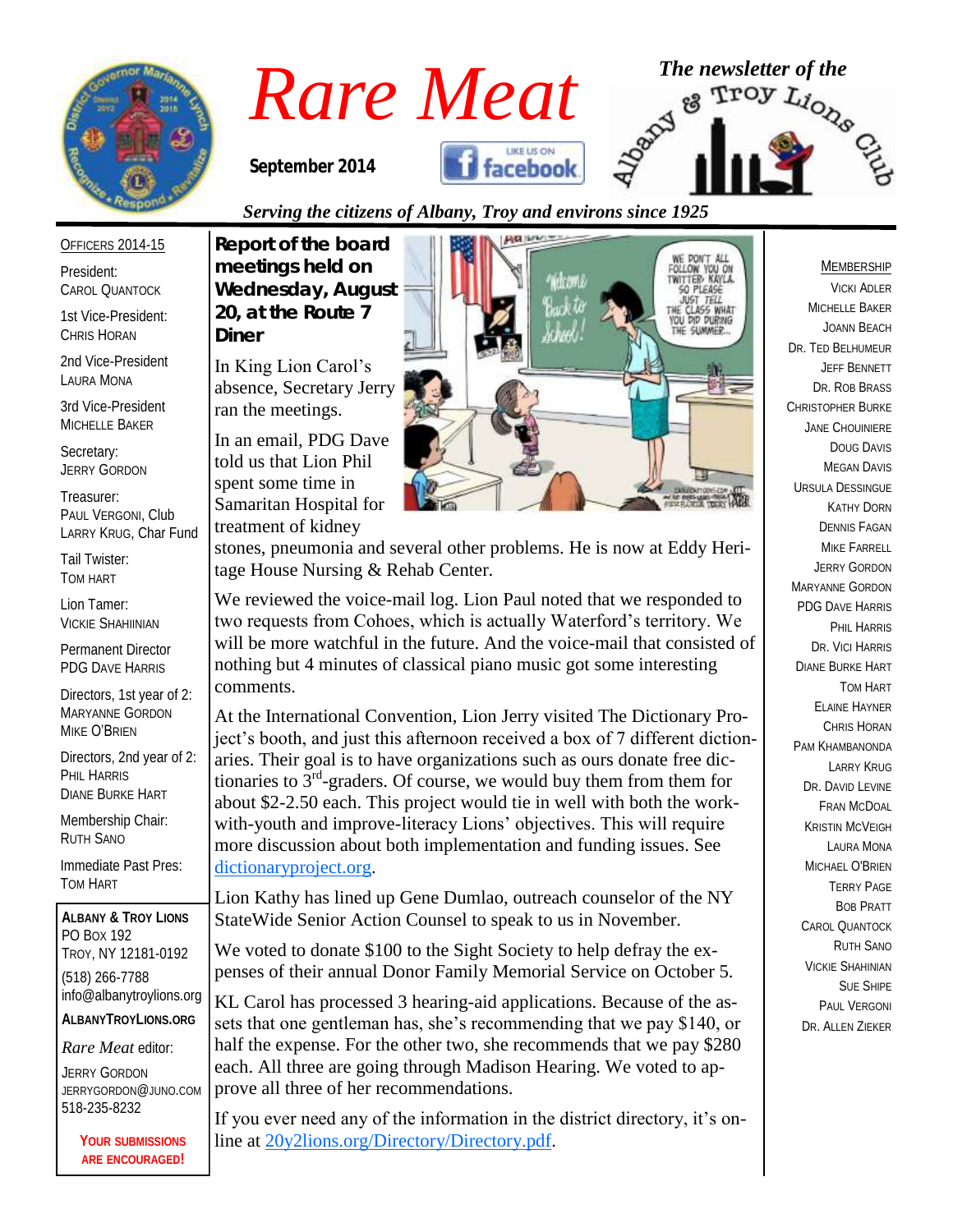# Rare Meat

**September 2014**

*The newsletter of the Albany & Troy Lions Club*

*Serving the citizens of Albany, Troy and environs since 1925*

OFFICERS 2014-15

President:
CAROL QUANTOCK

1st Vice-President:
CHRIS HORAN

2nd Vice-President
LAURA MONA

3rd Vice-President
MICHELLE BAKER

Secretary:
JERRY GORDON

Treasurer:
PAUL VERGONI, Club
LARRY KRUG, Char Fund

Tail Twister:
TOM HART

Lion Tamer:
VICKIE SHAHIINIAN

Permanent Director
PDG DAVE HARRIS

Directors, 1st year of 2:
MARYANNE GORDON
MIKE O'BRIEN

Directors, 2nd year of 2:
PHIL HARRIS
DIANE BURKE HART

Membership Chair:
RUTH SANO

Immediate Past Pres:
TOM HART

**ALBANY & TROY LIONS**
PO BOX 192
TROY, NY 12181-0192
(518) 266-7788
info@albanytroylions.org
**ALBANYTROYLIONS.ORG**

*Rare Meat* editor:
JERRY GORDON
JERRYGORDON@JUNO.COM
518-235-8232

**YOUR SUBMISSIONS ARE ENCOURAGED!**

## Report of the board meetings held on Wednesday, August 20, at the Route 7 Diner

In King Lion Carol's absence, Secretary Jerry ran the meetings.

In an email, PDG Dave told us that Lion Phil spent some time in Samaritan Hospital for treatment of kidney stones, pneumonia and several other problems. He is now at Eddy Heritage House Nursing & Rehab Center.

We reviewed the voice-mail log. Lion Paul noted that we responded to two requests from Cohoes, which is actually Waterford's territory. We will be more watchful in the future. And the voice-mail that consisted of nothing but 4 minutes of classical piano music got some interesting comments.

At the International Convention, Lion Jerry visited The Dictionary Project's booth, and just this afternoon received a box of 7 different dictionaries. Their goal is to have organizations such as ours donate free dictionaries to 3rd-graders. Of course, we would buy them from them for about $2-2.50 each. This project would tie in well with both the work-with-youth and improve-literacy Lions' objectives. This will require more discussion about both implementation and funding issues. See dictionaryproject.org.

Lion Kathy has lined up Gene Dumlao, outreach counselor of the NY StateWide Senior Action Counsel to speak to us in November.

We voted to donate $100 to the Sight Society to help defray the expenses of their annual Donor Family Memorial Service on October 5.

KL Carol has processed 3 hearing-aid applications. Because of the assets that one gentleman has, she's recommending that we pay $140, or half the expense. For the other two, she recommends that we pay $280 each. All three are going through Madison Hearing. We voted to approve all three of her recommendations.

If you ever need any of the information in the district directory, it's online at 20y2lions.org/Directory/Directory.pdf.

MEMBERSHIP

VICKI ADLER
MICHELLE BAKER
JOANN BEACH
DR. TED BELHUMEUR
JEFF BENNETT
DR. ROB BRASS
CHRISTOPHER BURKE
JANE CHOUINIERE
DOUG DAVIS
MEGAN DAVIS
URSULA DESSINGUE
KATHY DORN
DENNIS FAGAN
MIKE FARRELL
JERRY GORDON
MARYANNE GORDON
PDG DAVE HARRIS
PHIL HARRIS
DR. VICI HARRIS
DIANE BURKE HART
TOM HART
ELAINE HAYNER
CHRIS HORAN
PAM KHAMBANONDA
LARRY KRUG
DR. DAVID LEVINE
FRAN MCDOAL
KRISTIN MCVEIGH
LAURA MONA
MICHAEL O'BRIEN
TERRY PAGE
BOB PRATT
CAROL QUANTOCK
RUTH SANO
VICKIE SHAHINIAN
SUE SHIPE
PAUL VERGONI
DR. ALLEN ZIEKER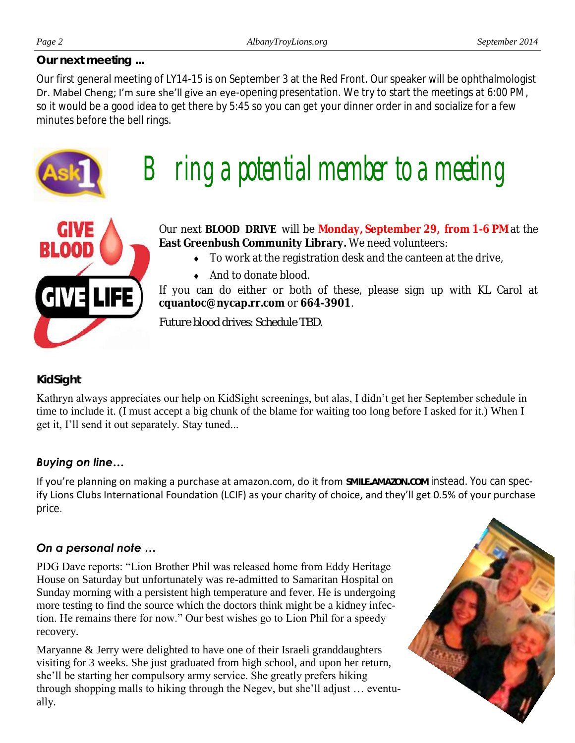**Our next meeting ...**

Our first general meeting of LY14-15 is on September 3 at the Red Front. Our speaker will be ophthalmologist Dr. Mabel Cheng; I'm sure she'll give an eye-opening presentation. We try to start the meetings at 6:00 PM, so it would be a good idea to get there by 5:45 so you can get your dinner order in and socialize for a few minutes before the bell rings.

# Bring a potential member to a meeting

Our next **BLOOD DRIVE** will be **Monday, September 29, from 1-6 PM** at the **East Greenbush Community Library.** We need volunteers:

- To work at the registration desk and the canteen at the drive,
- And to donate blood.

If you can do either or both of these, please sign up with KL Carol at **cquantoc@nycap.rr.com** or **664-3901**.

*Future blood drives: Schedule TBD.*

**KidSight**

Kathryn always appreciates our help on KidSight screenings, but alas, I didn't get her September schedule in time to include it. (I must accept a big chunk of the blame for waiting too long before I asked for it.) When I get it, I'll send it out separately. Stay tuned...

***Buying on line…***

If you're planning on making a purchase at amazon.com, do it from **SMILE.AMAZON.COM** instead. You can specify Lions Clubs International Foundation (LCIF) as your charity of choice, and they'll get 0.5% of your purchase price.

***On a personal note …***

PDG Dave reports: "Lion Brother Phil was released home from Eddy Heritage House on Saturday but unfortunately was re-admitted to Samaritan Hospital on Sunday morning with a persistent high temperature and fever. He is undergoing more testing to find the source which the doctors think might be a kidney infection. He remains there for now." Our best wishes go to Lion Phil for a speedy recovery.

Maryanne & Jerry were delighted to have one of their Israeli granddaughters visiting for 3 weeks. She just graduated from high school, and upon her return, she'll be starting her compulsory army service. She greatly prefers hiking through shopping malls to hiking through the Negev, but she'll adjust … eventually.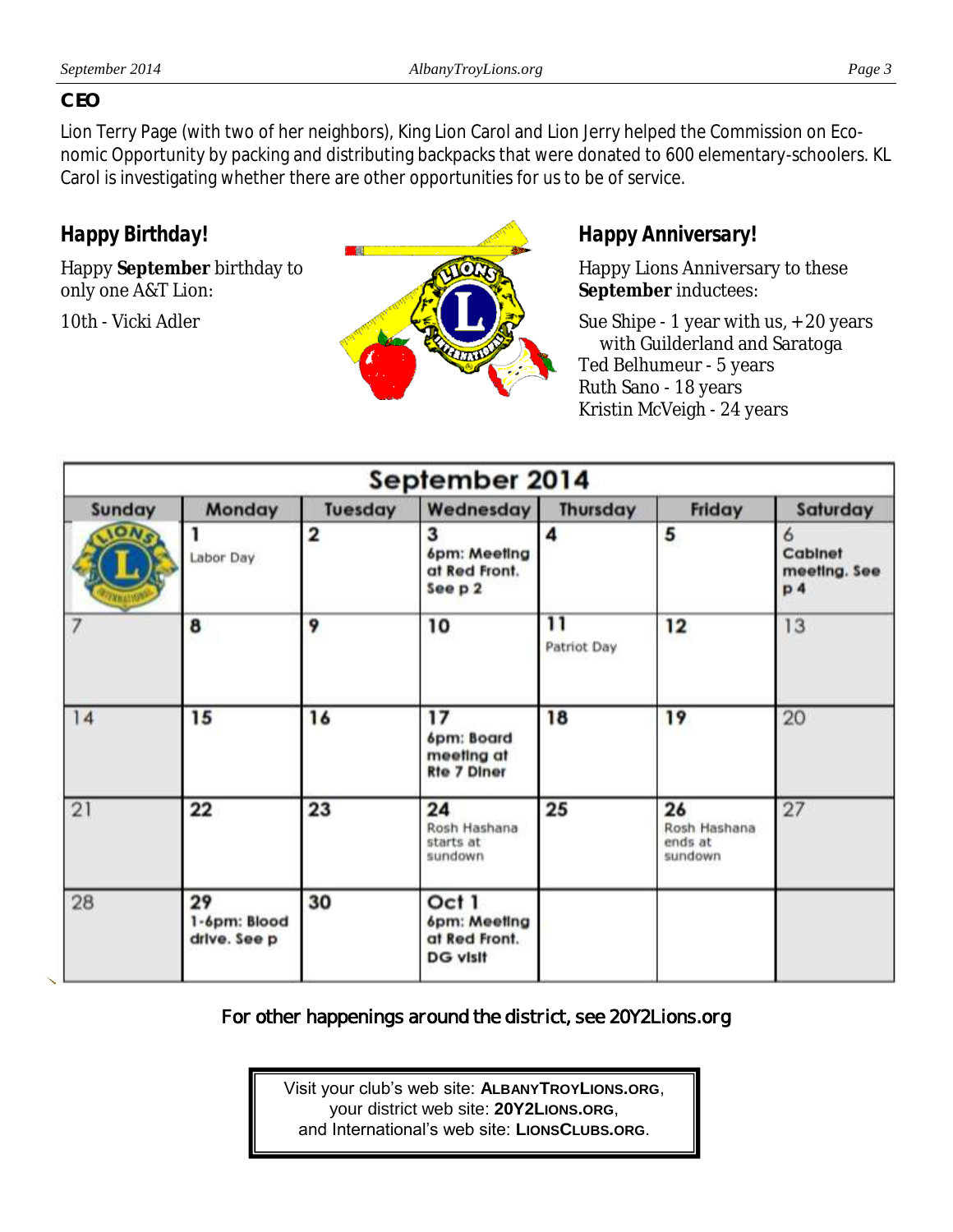## CEO

Lion Terry Page (with two of her neighbors), King Lion Carol and Lion Jerry helped the Commission on Economic Opportunity by packing and distributing backpacks that were donated to 600 elementary-schoolers. KL Carol is investigating whether there are other opportunities for us to be of service.

## Happy Birthday!

Happy **September** birthday to only one A&T Lion:

10th - Vicki Adler

## Happy Anniversary!

Happy Lions Anniversary to these **September** inductees:

Sue Shipe - 1 year with us, +20 years with Guilderland and Saratoga
Ted Belhumeur - 5 years
Ruth Sano - 18 years
Kristin McVeigh - 24 years

**September 2014**

| Sunday | Monday | Tuesday | Wednesday | Thursday | Friday | Saturday |
|---|---|---|---|---|---|---|
| | 1 Labor Day | 2 | 3 6pm: Meeting at Red Front. See p 2 | 4 | 5 | 6 Cabinet meeting. See p 4 |
| 7 | 8 | 9 | 10 | 11 Patriot Day | 12 | 13 |
| 14 | 15 | 16 | 17 6pm: Board meeting at Rte 7 Diner | 18 | 19 | 20 |
| 21 | 22 | 23 | 24 Rosh Hashana starts at sundown | 25 | 26 Rosh Hashana ends at sundown | 27 |
| 28 | 29 1-6pm: Blood drive. See p | 30 | Oct 1 6pm: Meeting at Red Front. DG visit | | | |

For other happenings around the district, see 20Y2Lions.org

Visit your club's web site: **ALBANYTROYLIONS.ORG**, your district web site: **20Y2LIONS.ORG**, and International's web site: **LIONSCLUBS.ORG**.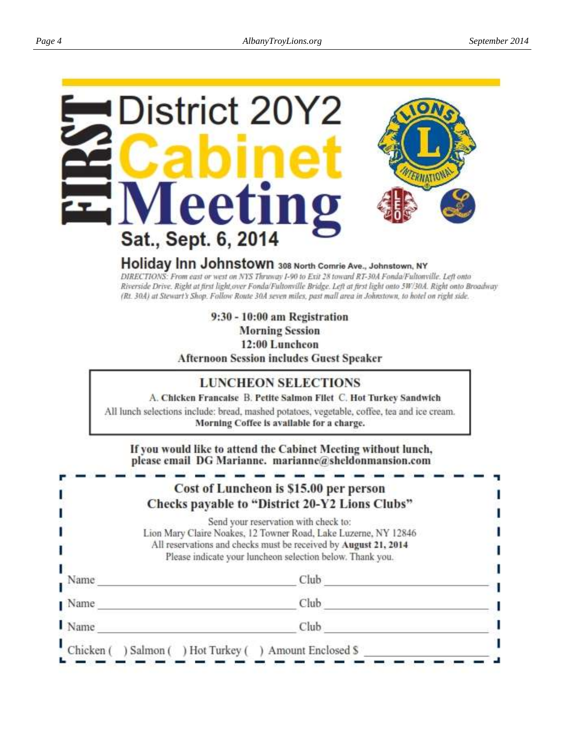# FIRST District 20Y2 Cabinet Meeting

## Sat., Sept. 6, 2014

### Holiday Inn Johnstown 308 North Comrie Ave., Johnstown, NY

*DIRECTIONS: From east or west on NYS Thruway I-90 to Exit 28 toward RT-30A Fonda/Fultonville. Left onto Riverside Drive. Right at first light,over Fonda/Fultonville Bridge. Left at first light onto 5W/30A. Right onto Broadway (Rt. 30A) at Stewart's Shop. Follow Route 30A seven miles, past mall area in Johnstown, to hotel on right side.*

**9:30 - 10:00 am Registration**
**Morning Session**
**12:00 Luncheon**
**Afternoon Session includes Guest Speaker**

### LUNCHEON SELECTIONS

A. **Chicken Francaise** B. **Petite Salmon Filet** C. **Hot Turkey Sandwich**

All lunch selections include: bread, mashed potatoes, vegetable, coffee, tea and ice cream.

**Morning Coffee is available for a charge.**

**If you would like to attend the Cabinet Meeting without lunch, please email DG Marianne. marianne@sheldonmansion.com**

---

**Cost of Luncheon is $15.00 per person**
**Checks payable to "District 20-Y2 Lions Clubs"**

Send your reservation with check to:
Lion Mary Claire Noakes, 12 Towner Road, Lake Luzerne, NY 12846
All reservations and checks must be received by **August 21, 2014**
Please indicate your luncheon selection below. Thank you.

Name ______________________ Club ______________________

Name ______________________ Club ______________________

Name ______________________ Club ______________________

Chicken ( ) Salmon ( ) Hot Turkey ( ) Amount Enclosed $ ______________